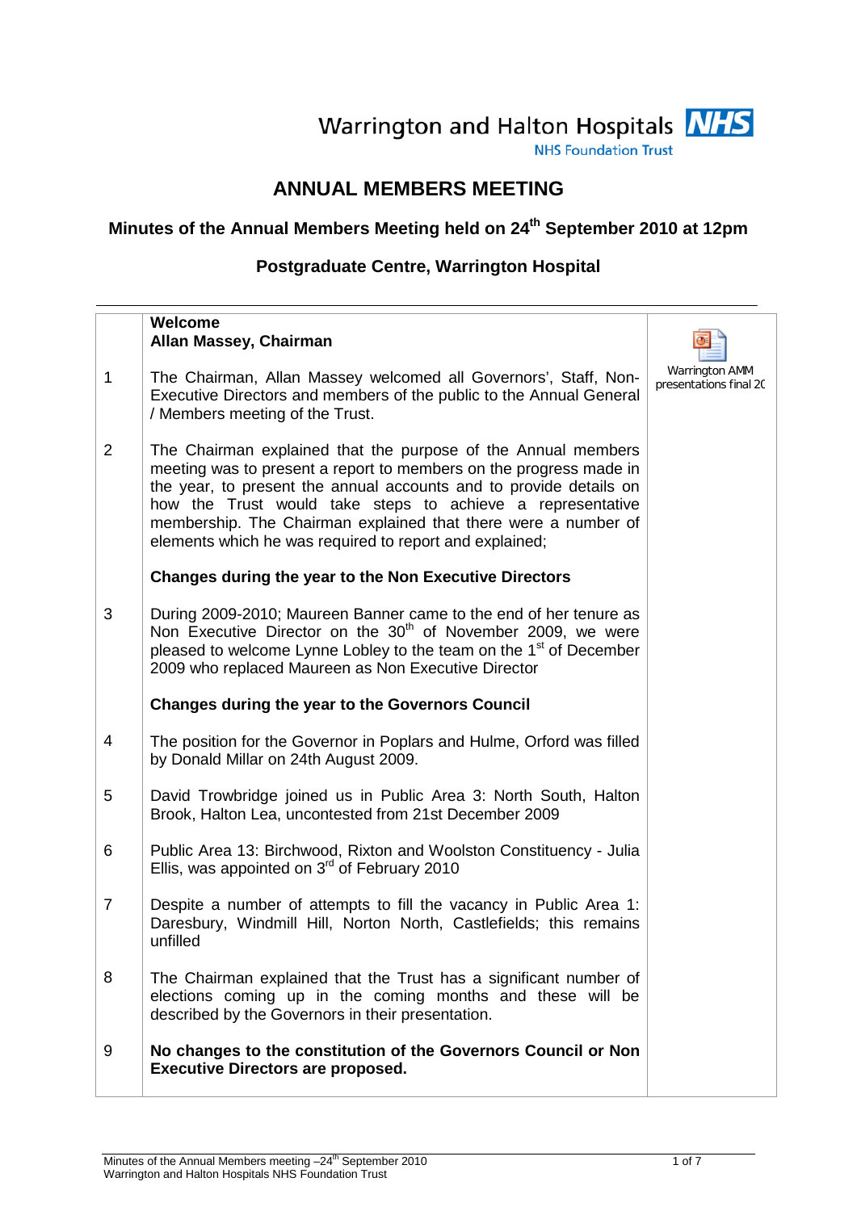Warrington and Halton Hospitals NHS Foundation Trust

# ANNUAL MEMBERS MEETING

## Minutes of the Annual Members Meeting held on 24th September 2010 at 12pm

## Postgraduate Centre, Warrington Hospital

| | | |
|---|---|---|
| | **Welcome**<br>**Allan Massey, Chairman** | Warrington AMM presentations final 20 |
| 1 | The Chairman, Allan Massey welcomed all Governors', Staff, Non-Executive Directors and members of the public to the Annual General / Members meeting of the Trust. | |
| 2 | The Chairman explained that the purpose of the Annual members meeting was to present a report to members on the progress made in the year, to present the annual accounts and to provide details on how the Trust would take steps to achieve a representative membership. The Chairman explained that there were a number of elements which he was required to report and explained; | |
| | **Changes during the year to the Non Executive Directors** | |
| 3 | During 2009-2010; Maureen Banner came to the end of her tenure as Non Executive Director on the 30th of November 2009, we were pleased to welcome Lynne Lobley to the team on the 1st of December 2009 who replaced Maureen as Non Executive Director | |
| | **Changes during the year to the Governors Council** | |
| 4 | The position for the Governor in Poplars and Hulme, Orford was filled by Donald Millar on 24th August 2009. | |
| 5 | David Trowbridge joined us in Public Area 3: North South, Halton Brook, Halton Lea, uncontested from 21st December 2009 | |
| 6 | Public Area 13: Birchwood, Rixton and Woolston Constituency - Julia Ellis, was appointed on 3rd of February 2010 | |
| 7 | Despite a number of attempts to fill the vacancy in Public Area 1: Daresbury, Windmill Hill, Norton North, Castlefields; this remains unfilled | |
| 8 | The Chairman explained that the Trust has a significant number of elections coming up in the coming months and these will be described by the Governors in their presentation. | |
| 9 | **No changes to the constitution of the Governors Council or Non Executive Directors are proposed.** | |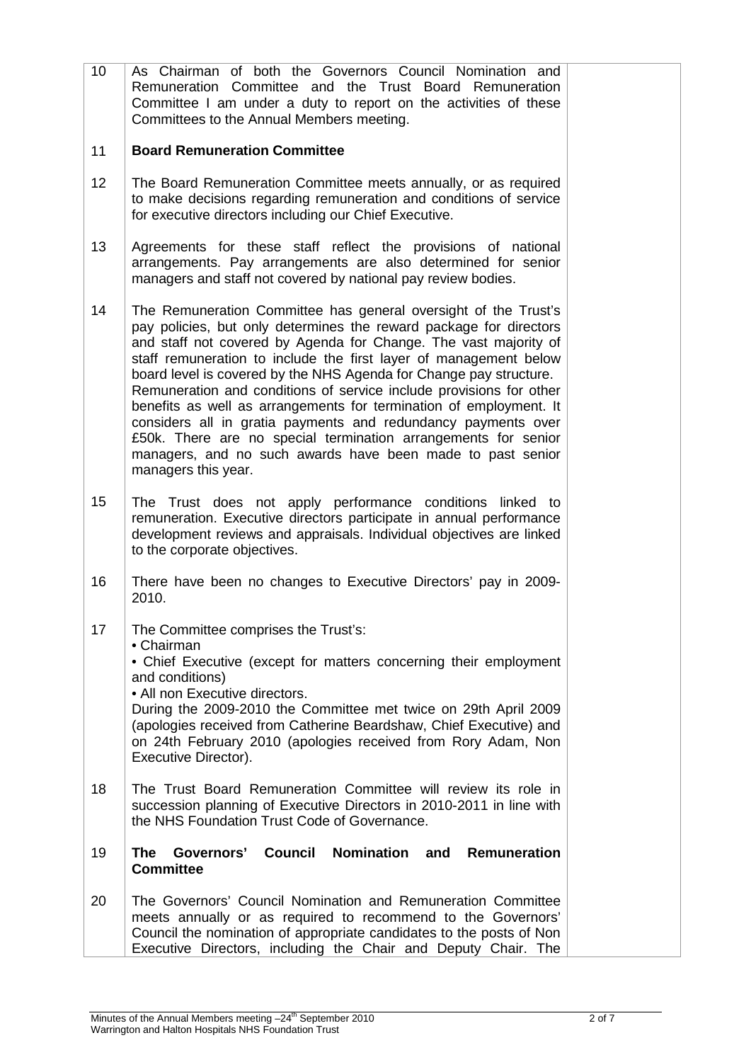| | | |
|---|---|---|
| 10 | As Chairman of both the Governors Council Nomination and Remuneration Committee and the Trust Board Remuneration Committee I am under a duty to report on the activities of these Committees to the Annual Members meeting. | |
| 11 | **Board Remuneration Committee** | |
| 12 | The Board Remuneration Committee meets annually, or as required to make decisions regarding remuneration and conditions of service for executive directors including our Chief Executive. | |
| 13 | Agreements for these staff reflect the provisions of national arrangements. Pay arrangements are also determined for senior managers and staff not covered by national pay review bodies. | |
| 14 | The Remuneration Committee has general oversight of the Trust's pay policies, but only determines the reward package for directors and staff not covered by Agenda for Change. The vast majority of staff remuneration to include the first layer of management below board level is covered by the NHS Agenda for Change pay structure. Remuneration and conditions of service include provisions for other benefits as well as arrangements for termination of employment. It considers all in gratia payments and redundancy payments over £50k. There are no special termination arrangements for senior managers, and no such awards have been made to past senior managers this year. | |
| 15 | The Trust does not apply performance conditions linked to remuneration. Executive directors participate in annual performance development reviews and appraisals. Individual objectives are linked to the corporate objectives. | |
| 16 | There have been no changes to Executive Directors' pay in 2009-2010. | |
| 17 | The Committee comprises the Trust's:<br>• Chairman<br>• Chief Executive (except for matters concerning their employment and conditions)<br>• All non Executive directors.<br>During the 2009-2010 the Committee met twice on 29th April 2009 (apologies received from Catherine Beardshaw, Chief Executive) and on 24th February 2010 (apologies received from Rory Adam, Non Executive Director). | |
| 18 | The Trust Board Remuneration Committee will review its role in succession planning of Executive Directors in 2010-2011 in line with the NHS Foundation Trust Code of Governance. | |
| 19 | **The Governors' Council Nomination and Remuneration Committee** | |
| 20 | The Governors' Council Nomination and Remuneration Committee meets annually or as required to recommend to the Governors' Council the nomination of appropriate candidates to the posts of Non Executive Directors, including the Chair and Deputy Chair. The | |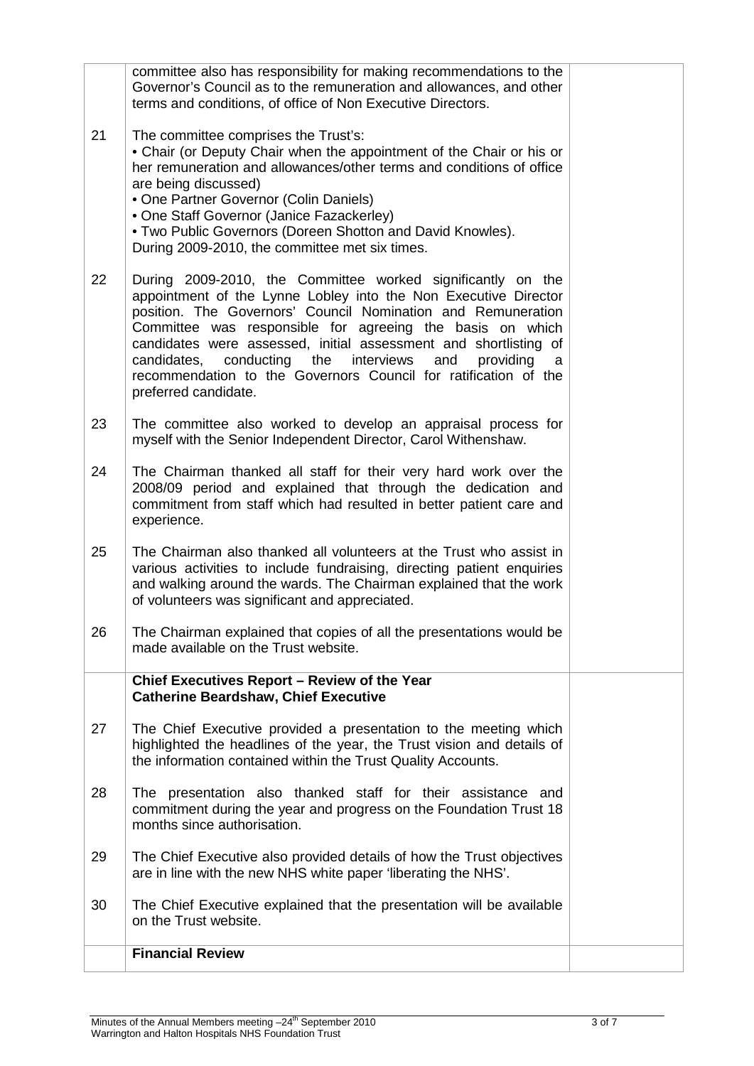| | | |
|---|---|---|
| | committee also has responsibility for making recommendations to the Governor's Council as to the remuneration and allowances, and other terms and conditions, of office of Non Executive Directors. | |
| 21 | The committee comprises the Trust's:<br>• Chair (or Deputy Chair when the appointment of the Chair or his or her remuneration and allowances/other terms and conditions of office are being discussed)<br>• One Partner Governor (Colin Daniels)<br>• One Staff Governor (Janice Fazackerley)<br>• Two Public Governors (Doreen Shotton and David Knowles).<br>During 2009-2010, the committee met six times. | |
| 22 | During 2009-2010, the Committee worked significantly on the appointment of the Lynne Lobley into the Non Executive Director position. The Governors' Council Nomination and Remuneration Committee was responsible for agreeing the basis on which candidates were assessed, initial assessment and shortlisting of candidates, conducting the interviews and providing a recommendation to the Governors Council for ratification of the preferred candidate. | |
| 23 | The committee also worked to develop an appraisal process for myself with the Senior Independent Director, Carol Withenshaw. | |
| 24 | The Chairman thanked all staff for their very hard work over the 2008/09 period and explained that through the dedication and commitment from staff which had resulted in better patient care and experience. | |
| 25 | The Chairman also thanked all volunteers at the Trust who assist in various activities to include fundraising, directing patient enquiries and walking around the wards. The Chairman explained that the work of volunteers was significant and appreciated. | |
| 26 | The Chairman explained that copies of all the presentations would be made available on the Trust website. | |
| | **Chief Executives Report – Review of the Year**<br>**Catherine Beardshaw, Chief Executive** | |
| 27 | The Chief Executive provided a presentation to the meeting which highlighted the headlines of the year, the Trust vision and details of the information contained within the Trust Quality Accounts. | |
| 28 | The presentation also thanked staff for their assistance and commitment during the year and progress on the Foundation Trust 18 months since authorisation. | |
| 29 | The Chief Executive also provided details of how the Trust objectives are in line with the new NHS white paper 'liberating the NHS'. | |
| 30 | The Chief Executive explained that the presentation will be available on the Trust website. | |
| | **Financial Review** | |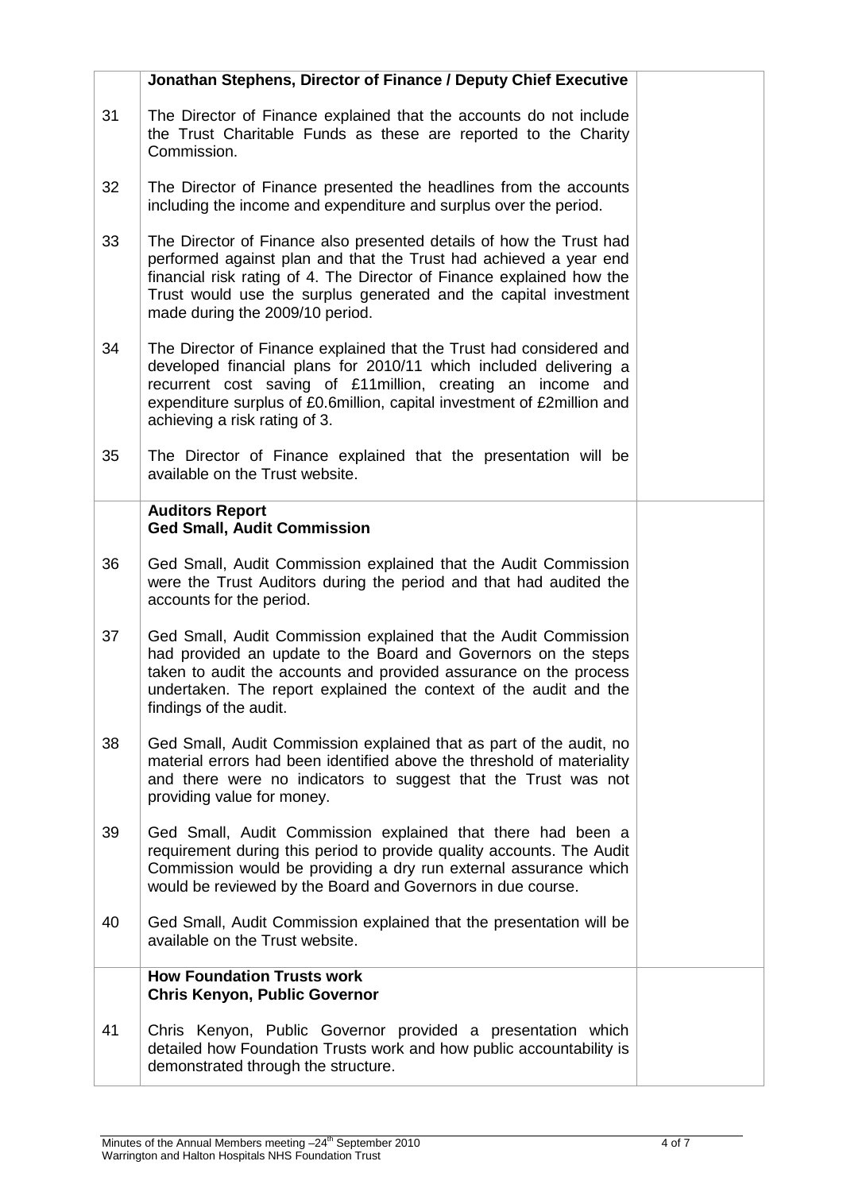| | | |
|---|---|---|
| | **Jonathan Stephens, Director of Finance / Deputy Chief Executive** | |
| 31 | The Director of Finance explained that the accounts do not include the Trust Charitable Funds as these are reported to the Charity Commission. | |
| 32 | The Director of Finance presented the headlines from the accounts including the income and expenditure and surplus over the period. | |
| 33 | The Director of Finance also presented details of how the Trust had performed against plan and that the Trust had achieved a year end financial risk rating of 4. The Director of Finance explained how the Trust would use the surplus generated and the capital investment made during the 2009/10 period. | |
| 34 | The Director of Finance explained that the Trust had considered and developed financial plans for 2010/11 which included delivering a recurrent cost saving of £11million, creating an income and expenditure surplus of £0.6million, capital investment of £2million and achieving a risk rating of 3. | |
| 35 | The Director of Finance explained that the presentation will be available on the Trust website. | |
| | **Auditors Report**<br>**Ged Small, Audit Commission** | |
| 36 | Ged Small, Audit Commission explained that the Audit Commission were the Trust Auditors during the period and that had audited the accounts for the period. | |
| 37 | Ged Small, Audit Commission explained that the Audit Commission had provided an update to the Board and Governors on the steps taken to audit the accounts and provided assurance on the process undertaken. The report explained the context of the audit and the findings of the audit. | |
| 38 | Ged Small, Audit Commission explained that as part of the audit, no material errors had been identified above the threshold of materiality and there were no indicators to suggest that the Trust was not providing value for money. | |
| 39 | Ged Small, Audit Commission explained that there had been a requirement during this period to provide quality accounts. The Audit Commission would be providing a dry run external assurance which would be reviewed by the Board and Governors in due course. | |
| 40 | Ged Small, Audit Commission explained that the presentation will be available on the Trust website. | |
| | **How Foundation Trusts work**<br>**Chris Kenyon, Public Governor** | |
| 41 | Chris Kenyon, Public Governor provided a presentation which detailed how Foundation Trusts work and how public accountability is demonstrated through the structure. | |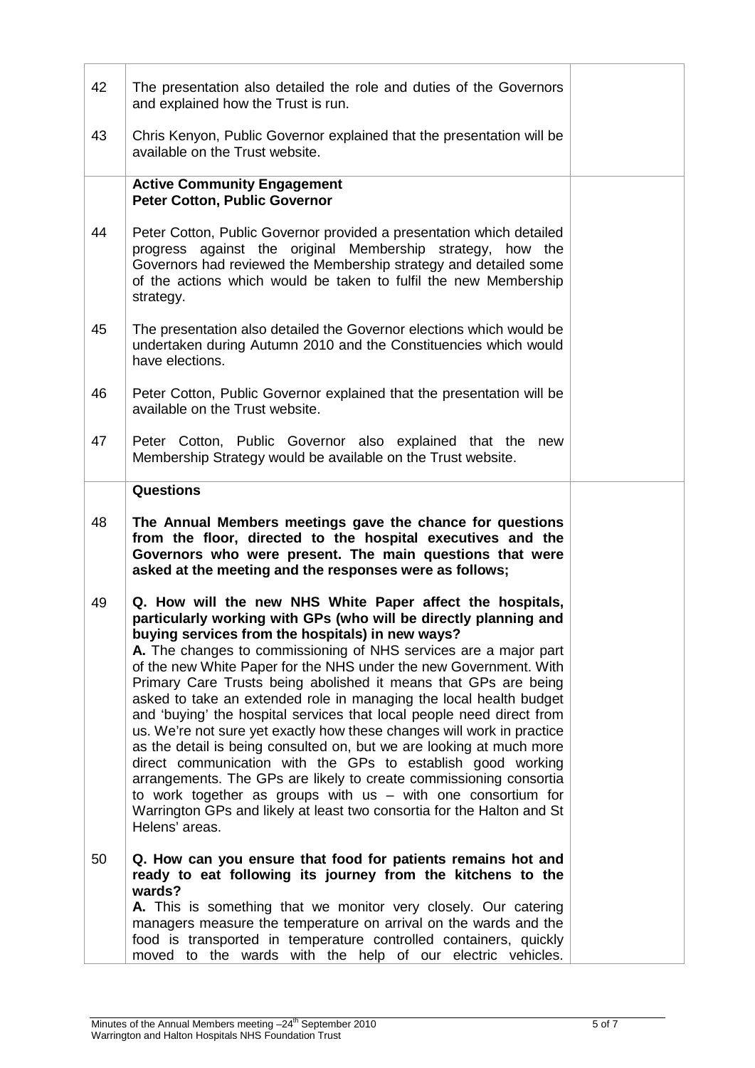| | | |
|---|---|---|
| 42 | The presentation also detailed the role and duties of the Governors and explained how the Trust is run. | |
| 43 | Chris Kenyon, Public Governor explained that the presentation will be available on the Trust website. | |
| | **Active Community Engagement**<br>**Peter Cotton, Public Governor** | |
| 44 | Peter Cotton, Public Governor provided a presentation which detailed progress against the original Membership strategy, how the Governors had reviewed the Membership strategy and detailed some of the actions which would be taken to fulfil the new Membership strategy. | |
| 45 | The presentation also detailed the Governor elections which would be undertaken during Autumn 2010 and the Constituencies which would have elections. | |
| 46 | Peter Cotton, Public Governor explained that the presentation will be available on the Trust website. | |
| 47 | Peter Cotton, Public Governor also explained that the new Membership Strategy would be available on the Trust website. | |
| | **Questions** | |
| 48 | **The Annual Members meetings gave the chance for questions from the floor, directed to the hospital executives and the Governors who were present. The main questions that were asked at the meeting and the responses were as follows;** | |
| 49 | **Q. How will the new NHS White Paper affect the hospitals, particularly working with GPs (who will be directly planning and buying services from the hospitals) in new ways?**<br>**A.** The changes to commissioning of NHS services are a major part of the new White Paper for the NHS under the new Government. With Primary Care Trusts being abolished it means that GPs are being asked to take an extended role in managing the local health budget and 'buying' the hospital services that local people need direct from us. We're not sure yet exactly how these changes will work in practice as the detail is being consulted on, but we are looking at much more direct communication with the GPs to establish good working arrangements. The GPs are likely to create commissioning consortia to work together as groups with us – with one consortium for Warrington GPs and likely at least two consortia for the Halton and St Helens' areas. | |
| 50 | **Q. How can you ensure that food for patients remains hot and ready to eat following its journey from the kitchens to the wards?**<br>**A.** This is something that we monitor very closely. Our catering managers measure the temperature on arrival on the wards and the food is transported in temperature controlled containers, quickly moved to the wards with the help of our electric vehicles. | |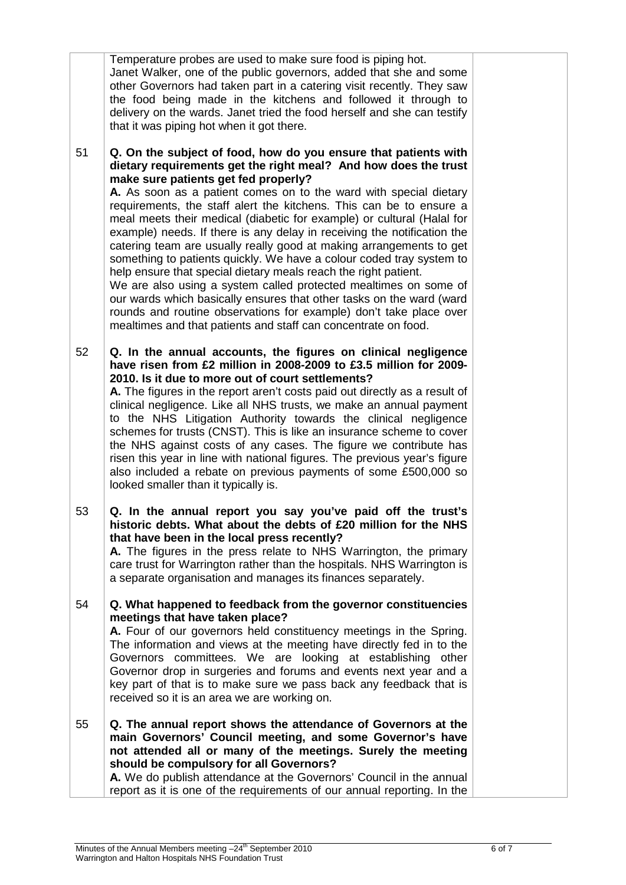| | | |
|---|---|---|
| | Temperature probes are used to make sure food is piping hot. Janet Walker, one of the public governors, added that she and some other Governors had taken part in a catering visit recently. They saw the food being made in the kitchens and followed it through to delivery on the wards. Janet tried the food herself and she can testify that it was piping hot when it got there. | |
| 51 | **Q. On the subject of food, how do you ensure that patients with dietary requirements get the right meal? And how does the trust make sure patients get fed properly?**<br>**A.** As soon as a patient comes on to the ward with special dietary requirements, the staff alert the kitchens. This can be to ensure a meal meets their medical (diabetic for example) or cultural (Halal for example) needs. If there is any delay in receiving the notification the catering team are usually really good at making arrangements to get something to patients quickly. We have a colour coded tray system to help ensure that special dietary meals reach the right patient.<br>We are also using a system called protected mealtimes on some of our wards which basically ensures that other tasks on the ward (ward rounds and routine observations for example) don't take place over mealtimes and that patients and staff can concentrate on food. | |
| 52 | **Q. In the annual accounts, the figures on clinical negligence have risen from £2 million in 2008-2009 to £3.5 million for 2009-2010. Is it due to more out of court settlements?**<br>**A.** The figures in the report aren't costs paid out directly as a result of clinical negligence. Like all NHS trusts, we make an annual payment to the NHS Litigation Authority towards the clinical negligence schemes for trusts (CNST). This is like an insurance scheme to cover the NHS against costs of any cases. The figure we contribute has risen this year in line with national figures. The previous year's figure also included a rebate on previous payments of some £500,000 so looked smaller than it typically is. | |
| 53 | **Q. In the annual report you say you've paid off the trust's historic debts. What about the debts of £20 million for the NHS that have been in the local press recently?**<br>**A.** The figures in the press relate to NHS Warrington, the primary care trust for Warrington rather than the hospitals. NHS Warrington is a separate organisation and manages its finances separately. | |
| 54 | **Q. What happened to feedback from the governor constituencies meetings that have taken place?**<br>**A.** Four of our governors held constituency meetings in the Spring. The information and views at the meeting have directly fed in to the Governors committees. We are looking at establishing other Governor drop in surgeries and forums and events next year and a key part of that is to make sure we pass back any feedback that is received so it is an area we are working on. | |
| 55 | **Q. The annual report shows the attendance of Governors at the main Governors' Council meeting, and some Governor's have not attended all or many of the meetings. Surely the meeting should be compulsory for all Governors?**<br>**A.** We do publish attendance at the Governors' Council in the annual report as it is one of the requirements of our annual reporting. In the | |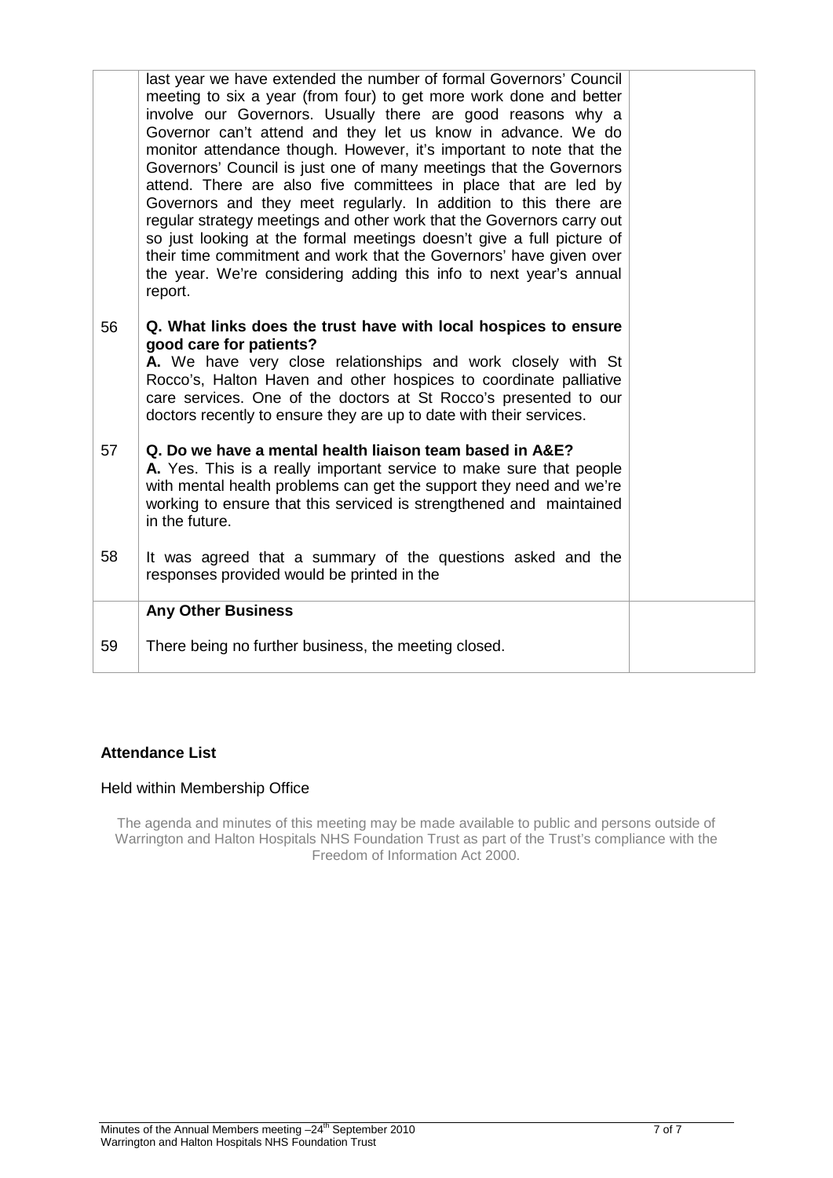| | | |
|---|---|---|
| | last year we have extended the number of formal Governors' Council meeting to six a year (from four) to get more work done and better involve our Governors. Usually there are good reasons why a Governor can't attend and they let us know in advance. We do monitor attendance though. However, it's important to note that the Governors' Council is just one of many meetings that the Governors attend. There are also five committees in place that are led by Governors and they meet regularly. In addition to this there are regular strategy meetings and other work that the Governors carry out so just looking at the formal meetings doesn't give a full picture of their time commitment and work that the Governors' have given over the year. We're considering adding this info to next year's annual report. | |
| 56 | **Q. What links does the trust have with local hospices to ensure good care for patients?**<br>**A.** We have very close relationships and work closely with St Rocco's, Halton Haven and other hospices to coordinate palliative care services. One of the doctors at St Rocco's presented to our doctors recently to ensure they are up to date with their services. | |
| 57 | **Q. Do we have a mental health liaison team based in A&E?**<br>**A.** Yes. This is a really important service to make sure that people with mental health problems can get the support they need and we're working to ensure that this serviced is strengthened and maintained in the future. | |
| 58 | It was agreed that a summary of the questions asked and the responses provided would be printed in the | |
| | **Any Other Business** | |
| 59 | There being no further business, the meeting closed. | |

**Attendance List**

Held within Membership Office

The agenda and minutes of this meeting may be made available to public and persons outside of Warrington and Halton Hospitals NHS Foundation Trust as part of the Trust's compliance with the Freedom of Information Act 2000.